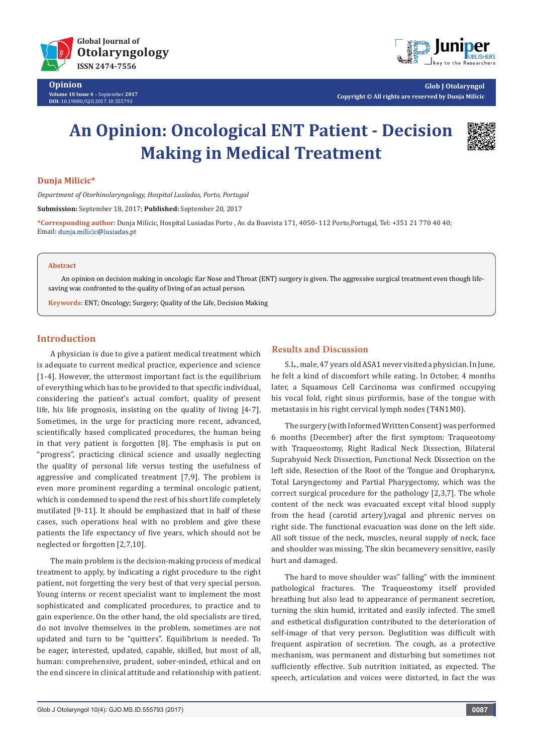# An Opinion: Oncological ENT Patient - Decision Making in Medical Treatment

**Dunja Milicic***

*Department of Otorhinolaryngology, Hospital Lusíadas, Porto, Portugal*

**Submission:** September 18, 2017; **Published:** September 20, 2017

***Corresponding author:** Dunja Milicic, Hospital Lusiadas Porto , Av. da Boavista 171, 4050- 112 Porto,Portugal, Tel: +351 21 770 40 40; Email: dunja.milicic@lusiadas.pt

**Abstract**

An opinion on decision making in oncologic Ear Nose and Throat (ENT) surgery is given. The aggressive surgical treatment even though life-saving was confronted to the quality of living of an actual person.

**Keywords:** ENT; Oncology; Surgery; Quality of the Life, Decision Making

## Introduction

A physician is due to give a patient medical treatment which is adequate to current medical practice, experience and science [1-4]. However, the uttermost important fact is the equilibrium of everything which has to be provided to that specific individual, considering the patient's actual comfort, quality of present life, his life prognosis, insisting on the quality of living [4-7]. Sometimes, in the urge for practicing more recent, advanced, scientifically based complicated procedures, the human being in that very patient is forgotten [8]. The emphasis is put on "progress", practicing clinical science and usually neglecting the quality of personal life versus testing the usefulness of aggressive and complicated treatment [7,9]. The problem is even more prominent regarding a terminal oncologic patient, which is condemned to spend the rest of his short life completely mutilated [9-11]. It should be emphasized that in half of these cases, such operations heal with no problem and give these patients the life expectancy of five years, which should not be neglected or forgotten [2,7,10].

The main problem is the decision-making process of medical treatment to apply, by indicating a right procedure to the right patient, not forgetting the very best of that very special person. Young interns or recent specialist want to implement the most sophisticated and complicated procedures, to practice and to gain experience. On the other hand, the old specialists are tired, do not involve themselves in the problem, sometimes are not updated and turn to be "quitters". Equilibrium is needed. To be eager, interested, updated, capable, skilled, but most of all, human: comprehensive, prudent, sober-minded, ethical and on the end sincere in clinical attitude and relationship with patient.

## Results and Discussion

S.L., male, 47 years old ASA1 never visited a physician. In June, he felt a kind of discomfort while eating. In October, 4 months later, a Squamous Cell Carcinoma was confirmed occupying his vocal fold, right sinus piriformis, base of the tongue with metastasis in his right cervical lymph nodes (T4N1M0).

The surgery (with Informed Written Consent) was performed 6 months (December) after the first symptom: Traqueotomy with Traqueostomy, Right Radical Neck Dissection, Bilateral Suprahyoid Neck Dissection, Functional Neck Dissection on the left side, Resection of the Root of the Tongue and Oropharynx, Total Laryngectomy and Partial Pharygectomy, which was the correct surgical procedure for the pathology [2,3,7]. The whole content of the neck was evacuated except vital blood supply from the head (carotid artery),vagal and phrenic nerves on right side. The functional evacuation was done on the left side. All soft tissue of the neck, muscles, neural supply of neck, face and shoulder was missing. The skin becamevery sensitive, easily hurt and damaged.

The hard to move shoulder was" falling" with the imminent pathological fractures. The Traqueostomy itself provided breathing but also lead to appearance of permanent secretion, turning the skin humid, irritated and easily infected. The smell and esthetical disfiguration contributed to the deterioration of self-image of that very person. Deglutition was difficult with frequent aspiration of secretion. The cough, as a protective mechanism, was permanent and disturbing but sometimes not sufficiently effective. Sub nutrition initiated, as expected. The speech, articulation and voices were distorted, in fact the was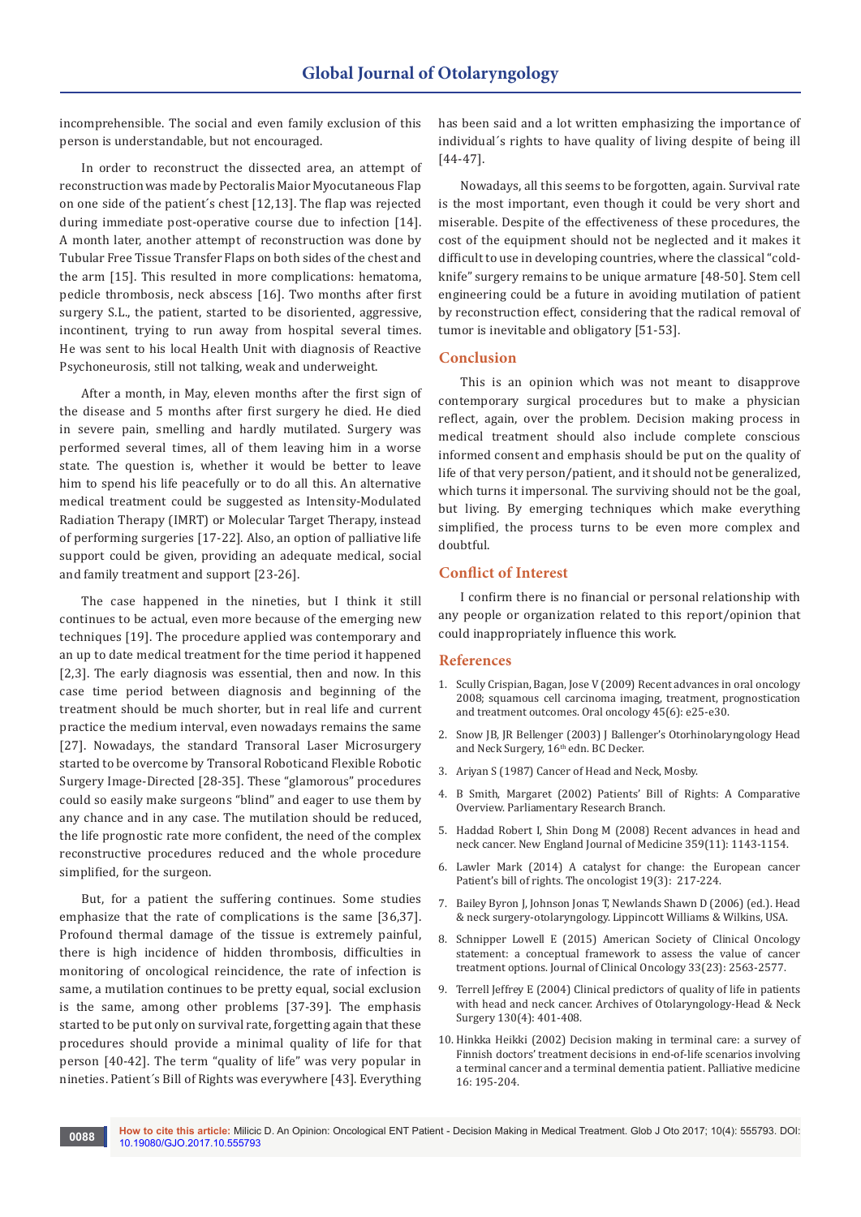incomprehensible. The social and even family exclusion of this person is understandable, but not encouraged.

In order to reconstruct the dissected area, an attempt of reconstruction was made by Pectoralis Maior Myocutaneous Flap on one side of the patient´s chest [12,13]. The flap was rejected during immediate post-operative course due to infection [14]. A month later, another attempt of reconstruction was done by Tubular Free Tissue Transfer Flaps on both sides of the chest and the arm [15]. This resulted in more complications: hematoma, pedicle thrombosis, neck abscess [16]. Two months after first surgery S.L., the patient, started to be disoriented, aggressive, incontinent, trying to run away from hospital several times. He was sent to his local Health Unit with diagnosis of Reactive Psychoneurosis, still not talking, weak and underweight.

After a month, in May, eleven months after the first sign of the disease and 5 months after first surgery he died. He died in severe pain, smelling and hardly mutilated. Surgery was performed several times, all of them leaving him in a worse state. The question is, whether it would be better to leave him to spend his life peacefully or to do all this. An alternative medical treatment could be suggested as Intensity-Modulated Radiation Therapy (IMRT) or Molecular Target Therapy, instead of performing surgeries [17-22]. Also, an option of palliative life support could be given, providing an adequate medical, social and family treatment and support [23-26].

The case happened in the nineties, but I think it still continues to be actual, even more because of the emerging new techniques [19]. The procedure applied was contemporary and an up to date medical treatment for the time period it happened [2,3]. The early diagnosis was essential, then and now. In this case time period between diagnosis and beginning of the treatment should be much shorter, but in real life and current practice the medium interval, even nowadays remains the same [27]. Nowadays, the standard Transoral Laser Microsurgery started to be overcome by Transoral Roboticand Flexible Robotic Surgery Image-Directed [28-35]. These "glamorous" procedures could so easily make surgeons "blind" and eager to use them by any chance and in any case. The mutilation should be reduced, the life prognostic rate more confident, the need of the complex reconstructive procedures reduced and the whole procedure simplified, for the surgeon.

But, for a patient the suffering continues. Some studies emphasize that the rate of complications is the same [36,37]. Profound thermal damage of the tissue is extremely painful, there is high incidence of hidden thrombosis, difficulties in monitoring of oncological reincidence, the rate of infection is same, a mutilation continues to be pretty equal, social exclusion is the same, among other problems [37-39]. The emphasis started to be put only on survival rate, forgetting again that these procedures should provide a minimal quality of life for that person [40-42]. The term "quality of life" was very popular in nineties. Patient´s Bill of Rights was everywhere [43]. Everything has been said and a lot written emphasizing the importance of individual´s rights to have quality of living despite of being ill [44-47].

Nowadays, all this seems to be forgotten, again. Survival rate is the most important, even though it could be very short and miserable. Despite of the effectiveness of these procedures, the cost of the equipment should not be neglected and it makes it difficult to use in developing countries, where the classical "cold-knife" surgery remains to be unique armature [48-50]. Stem cell engineering could be a future in avoiding mutilation of patient by reconstruction effect, considering that the radical removal of tumor is inevitable and obligatory [51-53].

## Conclusion

This is an opinion which was not meant to disapprove contemporary surgical procedures but to make a physician reflect, again, over the problem. Decision making process in medical treatment should also include complete conscious informed consent and emphasis should be put on the quality of life of that very person/patient, and it should not be generalized, which turns it impersonal. The surviving should not be the goal, but living. By emerging techniques which make everything simplified, the process turns to be even more complex and doubtful.

## Conflict of Interest

I confirm there is no financial or personal relationship with any people or organization related to this report/opinion that could inappropriately influence this work.

## References

1. Scully Crispian, Bagan, Jose V (2009) Recent advances in oral oncology 2008; squamous cell carcinoma imaging, treatment, prognostication and treatment outcomes. Oral oncology 45(6): e25-e30.
2. Snow JB, JR Bellenger (2003) J Ballenger's Otorhinolaryngology Head and Neck Surgery, 16th edn. BC Decker.
3. Ariyan S (1987) Cancer of Head and Neck, Mosby.
4. B Smith, Margaret (2002) Patients' Bill of Rights: A Comparative Overview. Parliamentary Research Branch.
5. Haddad Robert I, Shin Dong M (2008) Recent advances in head and neck cancer. New England Journal of Medicine 359(11): 1143-1154.
6. Lawler Mark (2014) A catalyst for change: the European cancer Patient's bill of rights. The oncologist 19(3): 217-224.
7. Bailey Byron J, Johnson Jonas T, Newlands Shawn D (2006) (ed.). Head & neck surgery-otolaryngology. Lippincott Williams & Wilkins, USA.
8. Schnipper Lowell E (2015) American Society of Clinical Oncology statement: a conceptual framework to assess the value of cancer treatment options. Journal of Clinical Oncology 33(23): 2563-2577.
9. Terrell Jeffrey E (2004) Clinical predictors of quality of life in patients with head and neck cancer. Archives of Otolaryngology-Head & Neck Surgery 130(4): 401-408.
10. Hinkka Heikki (2002) Decision making in terminal care: a survey of Finnish doctors' treatment decisions in end-of-life scenarios involving a terminal cancer and a terminal dementia patient. Palliative medicine 16: 195-204.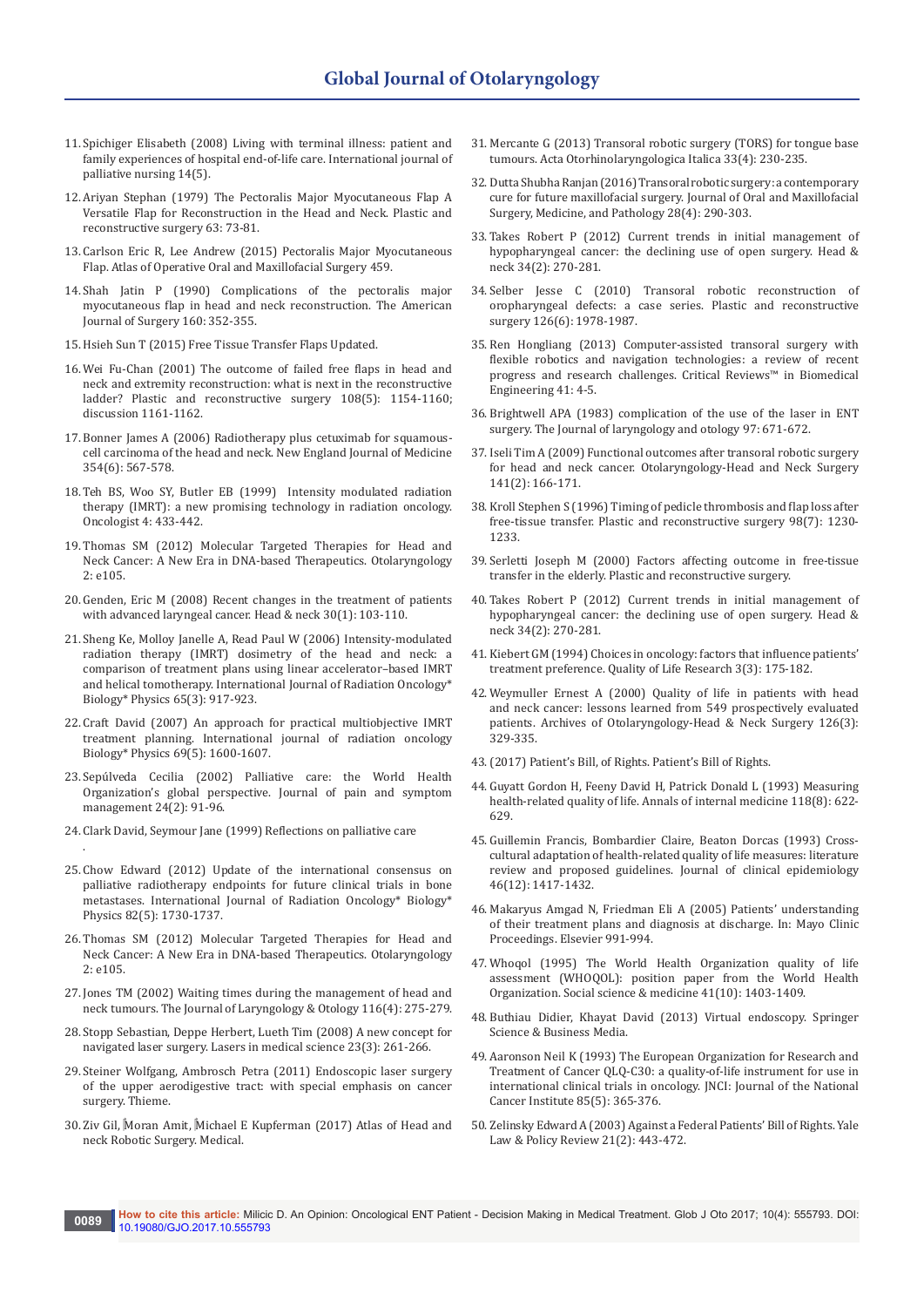11. Spichiger Elisabeth (2008) Living with terminal illness: patient and family experiences of hospital end-of-life care. International journal of palliative nursing 14(5).
12. Ariyan Stephan (1979) The Pectoralis Major Myocutaneous Flap A Versatile Flap for Reconstruction in the Head and Neck. Plastic and reconstructive surgery 63: 73-81.
13. Carlson Eric R, Lee Andrew (2015) Pectoralis Major Myocutaneous Flap. Atlas of Operative Oral and Maxillofacial Surgery 459.
14. Shah Jatin P (1990) Complications of the pectoralis major myocutaneous flap in head and neck reconstruction. The American Journal of Surgery 160: 352-355.
15. Hsieh Sun T (2015) Free Tissue Transfer Flaps Updated.
16. Wei Fu-Chan (2001) The outcome of failed free flaps in head and neck and extremity reconstruction: what is next in the reconstructive ladder? Plastic and reconstructive surgery 108(5): 1154-1160; discussion 1161-1162.
17. Bonner James A (2006) Radiotherapy plus cetuximab for squamous-cell carcinoma of the head and neck. New England Journal of Medicine 354(6): 567-578.
18. Teh BS, Woo SY, Butler EB (1999) Intensity modulated radiation therapy (IMRT): a new promising technology in radiation oncology. Oncologist 4: 433-442.
19. Thomas SM (2012) Molecular Targeted Therapies for Head and Neck Cancer: A New Era in DNA-based Therapeutics. Otolaryngology 2: e105.
20. Genden, Eric M (2008) Recent changes in the treatment of patients with advanced laryngeal cancer. Head & neck 30(1): 103-110.
21. Sheng Ke, Molloy Janelle A, Read Paul W (2006) Intensity-modulated radiation therapy (IMRT) dosimetry of the head and neck: a comparison of treatment plans using linear accelerator–based IMRT and helical tomotherapy. International Journal of Radiation Oncology* Biology* Physics 65(3): 917-923.
22. Craft David (2007) An approach for practical multiobjective IMRT treatment planning. International journal of radiation oncology Biology* Physics 69(5): 1600-1607.
23. Sepúlveda Cecilia (2002) Palliative care: the World Health Organization's global perspective. Journal of pain and symptom management 24(2): 91-96.
24. Clark David, Seymour Jane (1999) Reflections on palliative care.
25. Chow Edward (2012) Update of the international consensus on palliative radiotherapy endpoints for future clinical trials in bone metastases. International Journal of Radiation Oncology* Biology* Physics 82(5): 1730-1737.
26. Thomas SM (2012) Molecular Targeted Therapies for Head and Neck Cancer: A New Era in DNA-based Therapeutics. Otolaryngology 2: e105.
27. Jones TM (2002) Waiting times during the management of head and neck tumours. The Journal of Laryngology & Otology 116(4): 275-279.
28. Stopp Sebastian, Deppe Herbert, Lueth Tim (2008) A new concept for navigated laser surgery. Lasers in medical science 23(3): 261-266.
29. Steiner Wolfgang, Ambrosch Petra (2011) Endoscopic laser surgery of the upper aerodigestive tract: with special emphasis on cancer surgery. Thieme.
30. Ziv Gil, Moran Amit, Michael E Kupferman (2017) Atlas of Head and neck Robotic Surgery. Medical.
31. Mercante G (2013) Transoral robotic surgery (TORS) for tongue base tumours. Acta Otorhinolaryngologica Italica 33(4): 230-235.
32. Dutta Shubha Ranjan (2016) Transoral robotic surgery: a contemporary cure for future maxillofacial surgery. Journal of Oral and Maxillofacial Surgery, Medicine, and Pathology 28(4): 290-303.
33. Takes Robert P (2012) Current trends in initial management of hypopharyngeal cancer: the declining use of open surgery. Head & neck 34(2): 270-281.
34. Selber Jesse C (2010) Transoral robotic reconstruction of oropharyngeal defects: a case series. Plastic and reconstructive surgery 126(6): 1978-1987.
35. Ren Hongliang (2013) Computer-assisted transoral surgery with flexible robotics and navigation technologies: a review of recent progress and research challenges. Critical Reviews™ in Biomedical Engineering 41: 4-5.
36. Brightwell APA (1983) complication of the use of the laser in ENT surgery. The Journal of laryngology and otology 97: 671-672.
37. Iseli Tim A (2009) Functional outcomes after transoral robotic surgery for head and neck cancer. Otolaryngology-Head and Neck Surgery 141(2): 166-171.
38. Kroll Stephen S (1996) Timing of pedicle thrombosis and flap loss after free-tissue transfer. Plastic and reconstructive surgery 98(7): 1230-1233.
39. Serletti Joseph M (2000) Factors affecting outcome in free-tissue transfer in the elderly. Plastic and reconstructive surgery.
40. Takes Robert P (2012) Current trends in initial management of hypopharyngeal cancer: the declining use of open surgery. Head & neck 34(2): 270-281.
41. Kiebert GM (1994) Choices in oncology: factors that influence patients' treatment preference. Quality of Life Research 3(3): 175-182.
42. Weymuller Ernest A (2000) Quality of life in patients with head and neck cancer: lessons learned from 549 prospectively evaluated patients. Archives of Otolaryngology-Head & Neck Surgery 126(3): 329-335.
43. (2017) Patient's Bill, of Rights. Patient's Bill of Rights.
44. Guyatt Gordon H, Feeny David H, Patrick Donald L (1993) Measuring health-related quality of life. Annals of internal medicine 118(8): 622-629.
45. Guillemin Francis, Bombardier Claire, Beaton Dorcas (1993) Cross-cultural adaptation of health-related quality of life measures: literature review and proposed guidelines. Journal of clinical epidemiology 46(12): 1417-1432.
46. Makaryus Amgad N, Friedman Eli A (2005) Patients' understanding of their treatment plans and diagnosis at discharge. In: Mayo Clinic Proceedings. Elsevier 991-994.
47. Whoqol (1995) The World Health Organization quality of life assessment (WHOQOL): position paper from the World Health Organization. Social science & medicine 41(10): 1403-1409.
48. Buthiau Didier, Khayat David (2013) Virtual endoscopy. Springer Science & Business Media.
49. Aaronson Neil K (1993) The European Organization for Research and Treatment of Cancer QLQ-C30: a quality-of-life instrument for use in international clinical trials in oncology. JNCI: Journal of the National Cancer Institute 85(5): 365-376.
50. Zelinsky Edward A (2003) Against a Federal Patients' Bill of Rights. Yale Law & Policy Review 21(2): 443-472.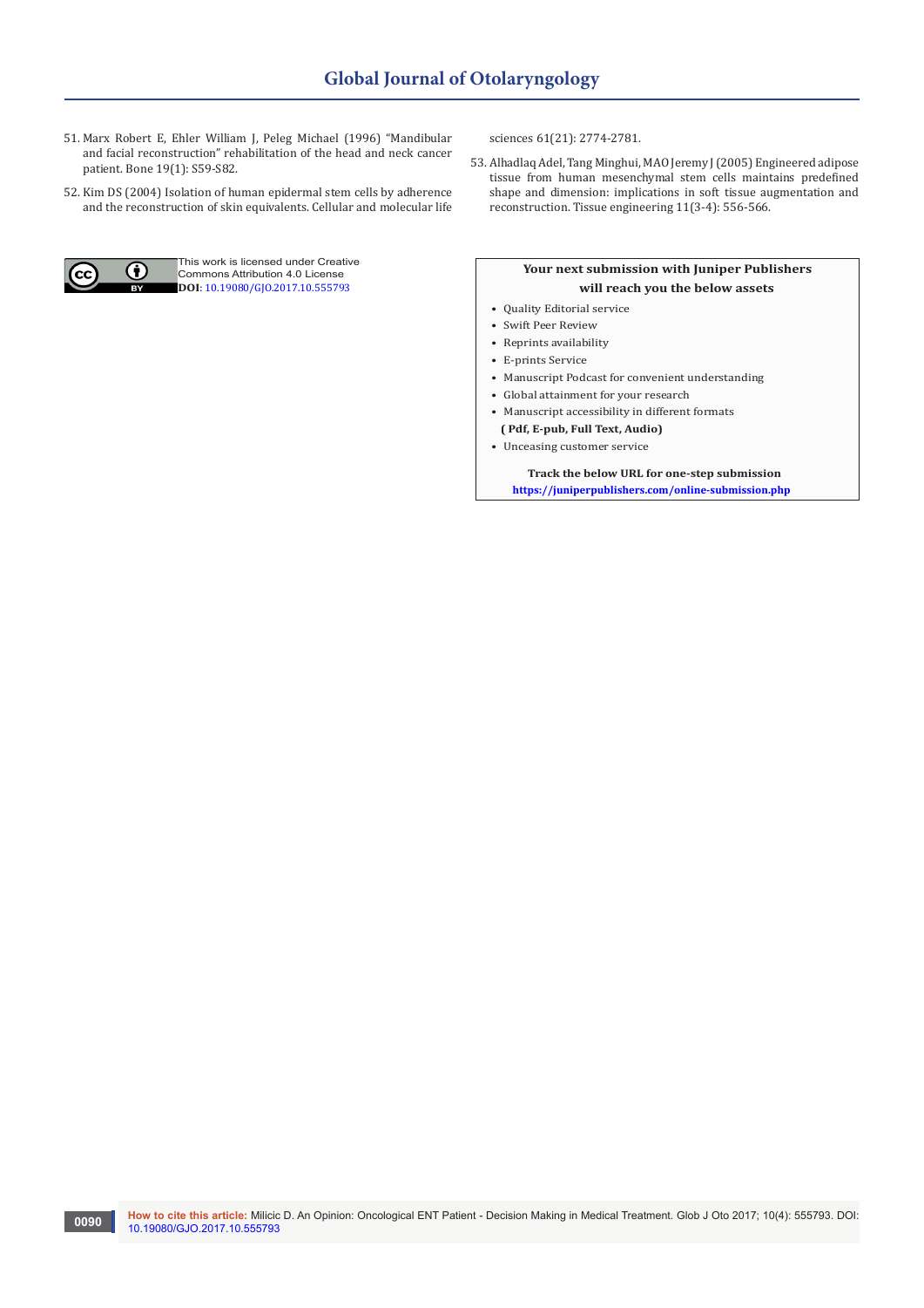51. Marx Robert E, Ehler William J, Peleg Michael (1996) "Mandibular and facial reconstruction" rehabilitation of the head and neck cancer patient. Bone 19(1): S59-S82.

52. Kim DS (2004) Isolation of human epidermal stem cells by adherence and the reconstruction of skin equivalents. Cellular and molecular life sciences 61(21): 2774-2781.

53. Alhadlaq Adel, Tang Minghui, MAO Jeremy J (2005) Engineered adipose tissue from human mesenchymal stem cells maintains predefined shape and dimension: implications in soft tissue augmentation and reconstruction. Tissue engineering 11(3-4): 556-566.

This work is licensed under Creative Commons Attribution 4.0 License
**DOI**: 10.19080/GJO.2017.10.555793

**Your next submission with Juniper Publishers will reach you the below assets**

- Quality Editorial service
- Swift Peer Review
- Reprints availability
- E-prints Service
- Manuscript Podcast for convenient understanding
- Global attainment for your research
- Manuscript accessibility in different formats
  **( Pdf, E-pub, Full Text, Audio)**
- Unceasing customer service

**Track the below URL for one-step submission**
**https://juniperpublishers.com/online-submission.php**

**How to cite this article:** Milicic D. An Opinion: Oncological ENT Patient - Decision Making in Medical Treatment. Glob J Oto 2017; 10(4): 555793. DOI: 10.19080/GJO.2017.10.555793